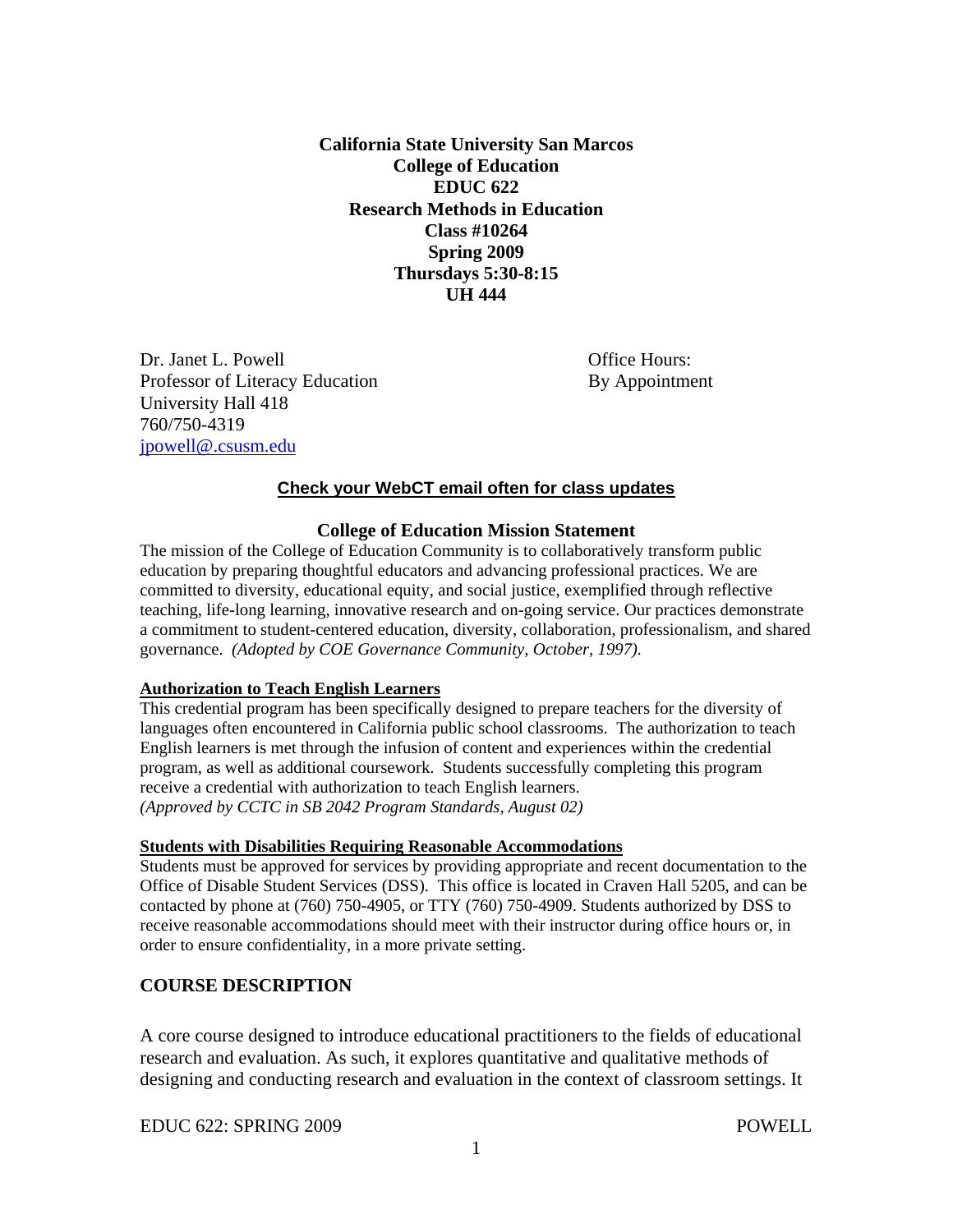**California State University San Marcos**
**College of Education**
**EDUC 622**
**Research Methods in Education**
**Class #10264**
**Spring 2009**
**Thursdays 5:30-8:15**
**UH 444**

Dr. Janet L. Powell
Professor of Literacy Education
University Hall 418
760/750-4319
jpowell@.csusm.edu

Office Hours:
By Appointment

**Check your WebCT email often for class updates**

## College of Education Mission Statement

The mission of the College of Education Community is to collaboratively transform public education by preparing thoughtful educators and advancing professional practices. We are committed to diversity, educational equity, and social justice, exemplified through reflective teaching, life-long learning, innovative research and on-going service. Our practices demonstrate a commitment to student-centered education, diversity, collaboration, professionalism, and shared governance. *(Adopted by COE Governance Community, October, 1997).*

**Authorization to Teach English Learners**

This credential program has been specifically designed to prepare teachers for the diversity of languages often encountered in California public school classrooms. The authorization to teach English learners is met through the infusion of content and experiences within the credential program, as well as additional coursework. Students successfully completing this program receive a credential with authorization to teach English learners.
*(Approved by CCTC in SB 2042 Program Standards, August 02)*

**Students with Disabilities Requiring Reasonable Accommodations**

Students must be approved for services by providing appropriate and recent documentation to the Office of Disable Student Services (DSS). This office is located in Craven Hall 5205, and can be contacted by phone at (760) 750-4905, or TTY (760) 750-4909. Students authorized by DSS to receive reasonable accommodations should meet with their instructor during office hours or, in order to ensure confidentiality, in a more private setting.

## COURSE DESCRIPTION

A core course designed to introduce educational practitioners to the fields of educational research and evaluation. As such, it explores quantitative and qualitative methods of designing and conducting research and evaluation in the context of classroom settings. It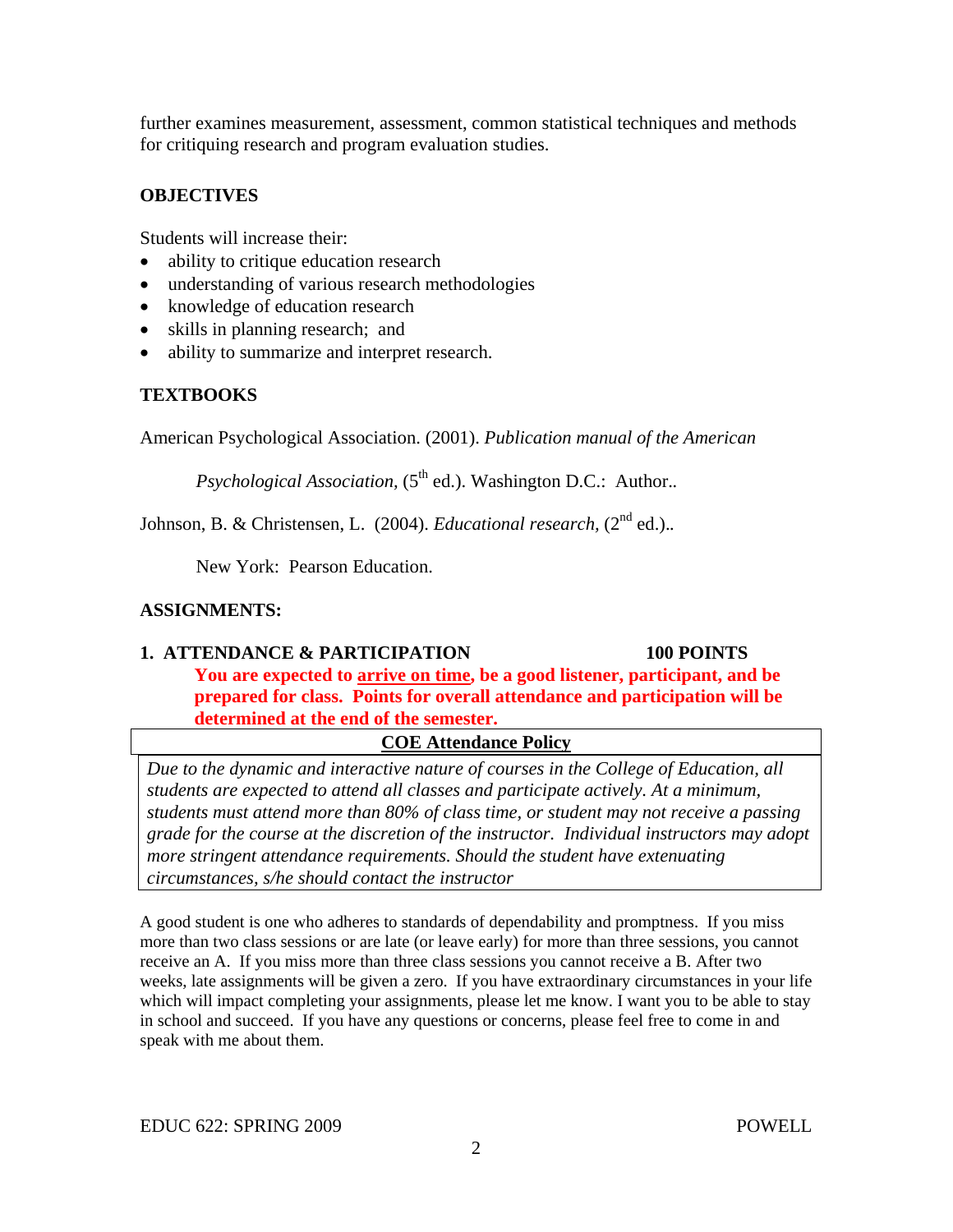further examines measurement, assessment, common statistical techniques and methods for critiquing research and program evaluation studies.

## OBJECTIVES

Students will increase their:

- ability to critique education research
- understanding of various research methodologies
- knowledge of education research
- skills in planning research; and
- ability to summarize and interpret research.

## TEXTBOOKS

American Psychological Association. (2001). *Publication manual of the American Psychological Association,* (5th ed.). Washington D.C.: Author..

Johnson, B. & Christensen, L. (2004). *Educational research,* (2nd ed.).. New York: Pearson Education.

## ASSIGNMENTS:

### 1. ATTENDANCE & PARTICIPATION — 100 POINTS

**You are expected to arrive on time, be a good listener, participant, and be prepared for class. Points for overall attendance and participation will be determined at the end of the semester.**

**COE Attendance Policy**

*Due to the dynamic and interactive nature of courses in the College of Education, all students are expected to attend all classes and participate actively. At a minimum, students must attend more than 80% of class time, or student may not receive a passing grade for the course at the discretion of the instructor. Individual instructors may adopt more stringent attendance requirements. Should the student have extenuating circumstances, s/he should contact the instructor*

A good student is one who adheres to standards of dependability and promptness. If you miss more than two class sessions or are late (or leave early) for more than three sessions, you cannot receive an A. If you miss more than three class sessions you cannot receive a B. After two weeks, late assignments will be given a zero. If you have extraordinary circumstances in your life which will impact completing your assignments, please let me know. I want you to be able to stay in school and succeed. If you have any questions or concerns, please feel free to come in and speak with me about them.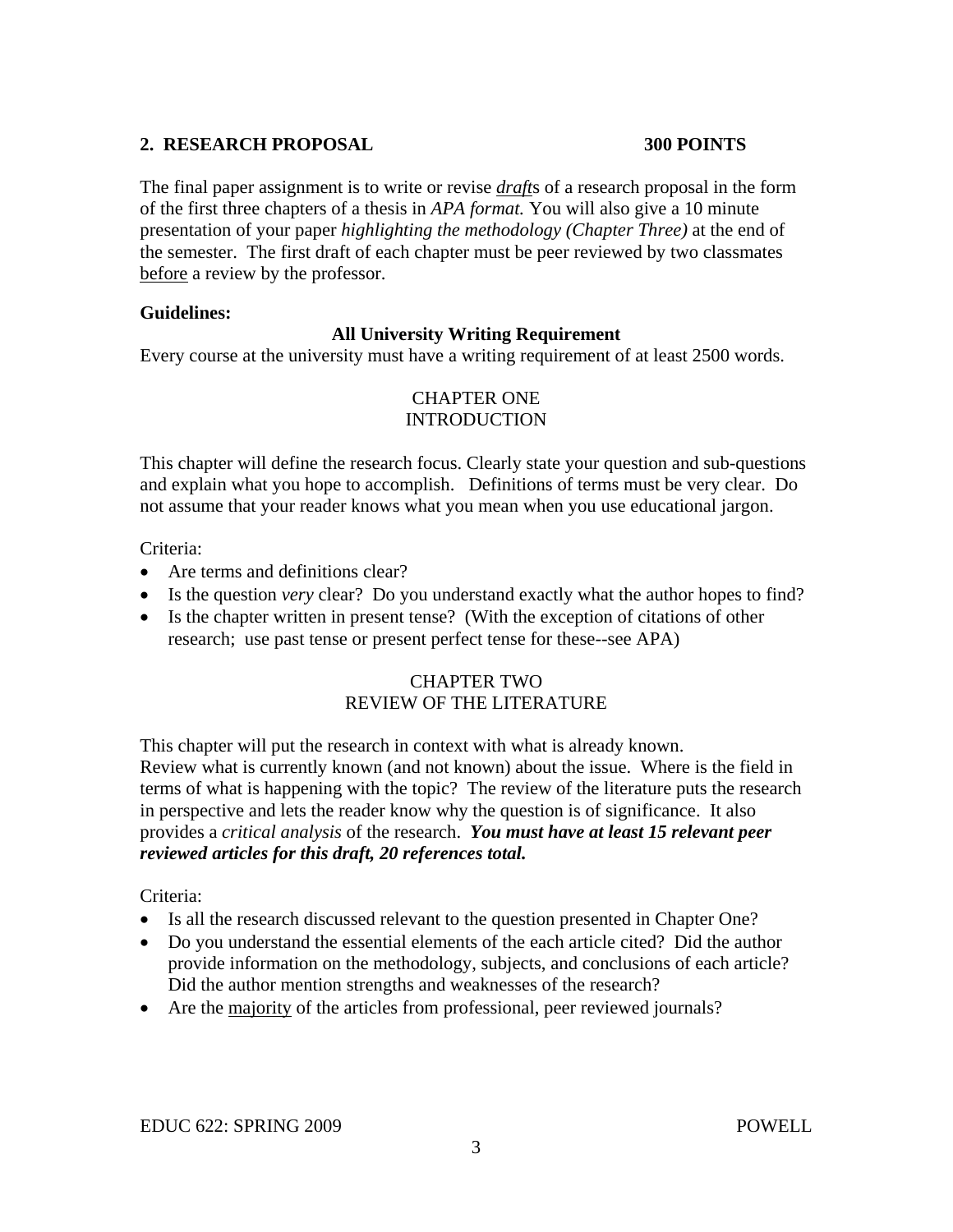## 2. RESEARCH PROPOSAL 300 POINTS

The final paper assignment is to write or revise *draft*s of a research proposal in the form of the first three chapters of a thesis in *APA format.* You will also give a 10 minute presentation of your paper *highlighting the methodology (Chapter Three)* at the end of the semester. The first draft of each chapter must be peer reviewed by two classmates before a review by the professor.

**Guidelines:**

**All University Writing Requirement**

Every course at the university must have a writing requirement of at least 2500 words.

### CHAPTER ONE
### INTRODUCTION

This chapter will define the research focus. Clearly state your question and sub-questions and explain what you hope to accomplish. Definitions of terms must be very clear. Do not assume that your reader knows what you mean when you use educational jargon.

Criteria:

- Are terms and definitions clear?
- Is the question *very* clear? Do you understand exactly what the author hopes to find?
- Is the chapter written in present tense? (With the exception of citations of other research; use past tense or present perfect tense for these--see APA)

### CHAPTER TWO
### REVIEW OF THE LITERATURE

This chapter will put the research in context with what is already known.
Review what is currently known (and not known) about the issue. Where is the field in terms of what is happening with the topic? The review of the literature puts the research in perspective and lets the reader know why the question is of significance. It also provides a *critical analysis* of the research. ***You must have at least 15 relevant peer reviewed articles for this draft, 20 references total.***

Criteria:

- Is all the research discussed relevant to the question presented in Chapter One?
- Do you understand the essential elements of the each article cited? Did the author provide information on the methodology, subjects, and conclusions of each article? Did the author mention strengths and weaknesses of the research?
- Are the majority of the articles from professional, peer reviewed journals?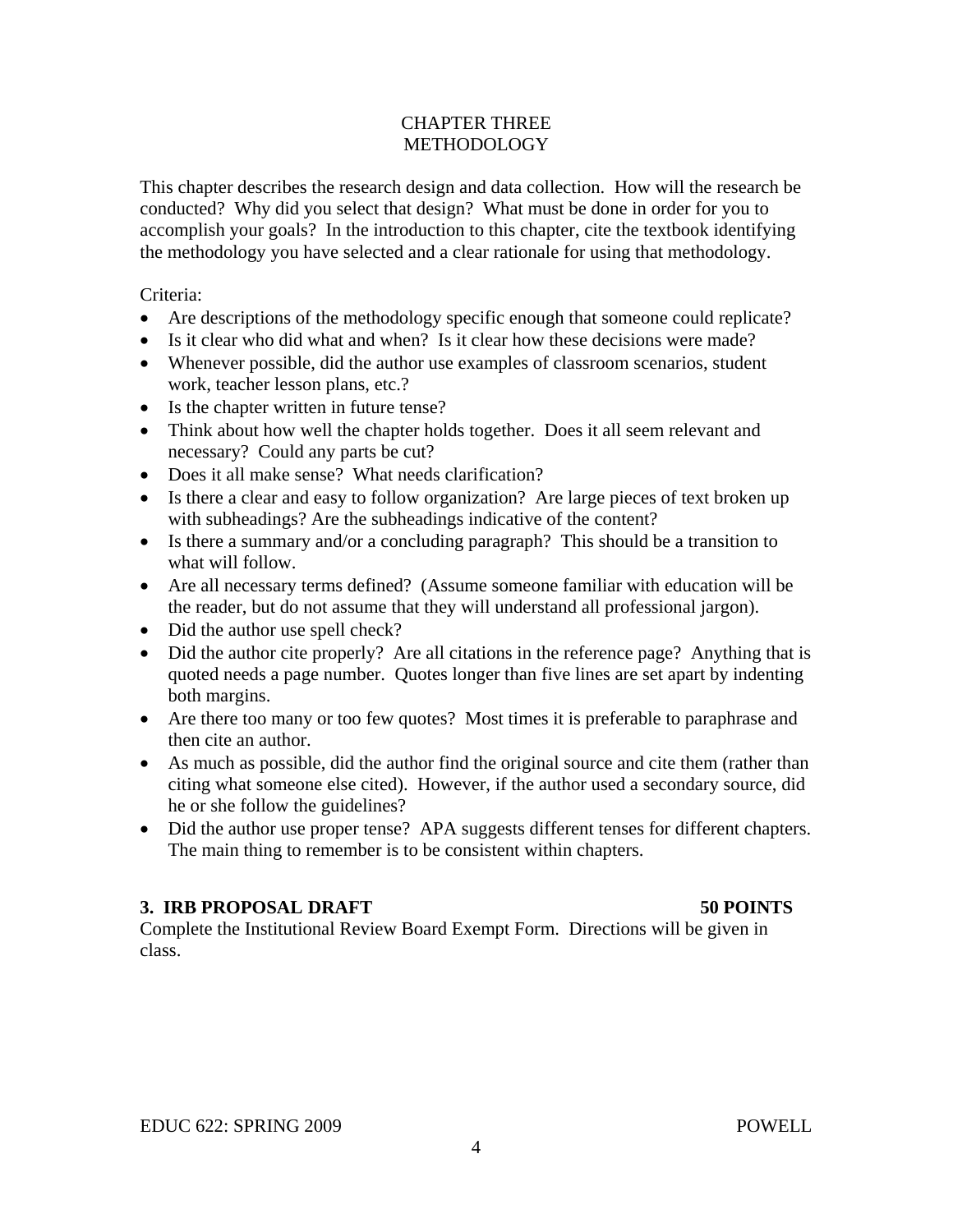# CHAPTER THREE
# METHODOLOGY

This chapter describes the research design and data collection. How will the research be conducted? Why did you select that design? What must be done in order for you to accomplish your goals? In the introduction to this chapter, cite the textbook identifying the methodology you have selected and a clear rationale for using that methodology.

Criteria:

- Are descriptions of the methodology specific enough that someone could replicate?
- Is it clear who did what and when? Is it clear how these decisions were made?
- Whenever possible, did the author use examples of classroom scenarios, student work, teacher lesson plans, etc.?
- Is the chapter written in future tense?
- Think about how well the chapter holds together. Does it all seem relevant and necessary? Could any parts be cut?
- Does it all make sense? What needs clarification?
- Is there a clear and easy to follow organization? Are large pieces of text broken up with subheadings? Are the subheadings indicative of the content?
- Is there a summary and/or a concluding paragraph? This should be a transition to what will follow.
- Are all necessary terms defined? (Assume someone familiar with education will be the reader, but do not assume that they will understand all professional jargon).
- Did the author use spell check?
- Did the author cite properly? Are all citations in the reference page? Anything that is quoted needs a page number. Quotes longer than five lines are set apart by indenting both margins.
- Are there too many or too few quotes? Most times it is preferable to paraphrase and then cite an author.
- As much as possible, did the author find the original source and cite them (rather than citing what someone else cited). However, if the author used a secondary source, did he or she follow the guidelines?
- Did the author use proper tense? APA suggests different tenses for different chapters. The main thing to remember is to be consistent within chapters.

**3. IRB PROPOSAL DRAFT 50 POINTS**

Complete the Institutional Review Board Exempt Form. Directions will be given in class.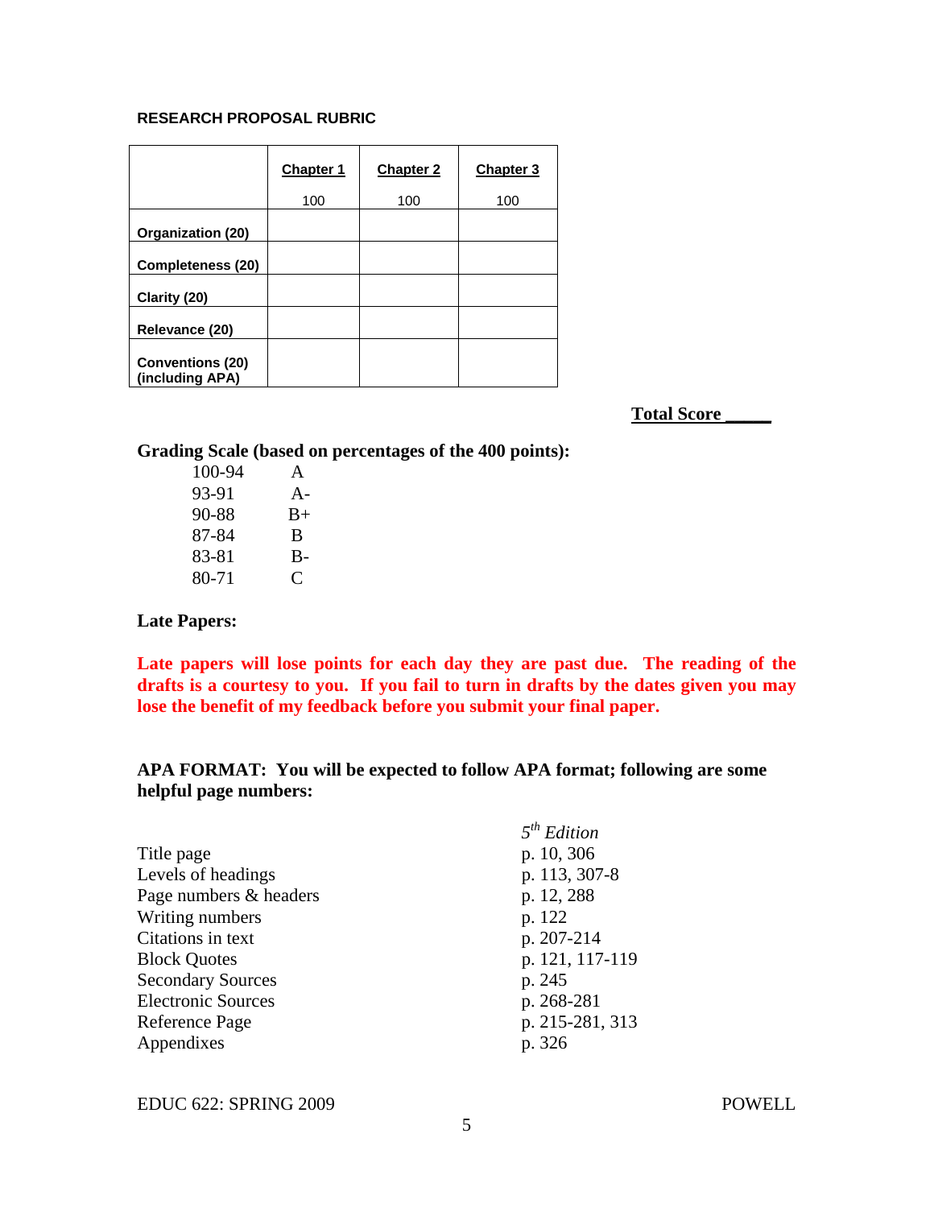## RESEARCH PROPOSAL RUBRIC

| | Chapter 1<br>100 | Chapter 2<br>100 | Chapter 3<br>100 |
|---|---|---|---|
| **Organization (20)** | | | |
| **Completeness (20)** | | | |
| **Clarity (20)** | | | |
| **Relevance (20)** | | | |
| **Conventions (20) (including APA)** | | | |

**Total Score \_\_\_\_\_**

**Grading Scale (based on percentages of the 400 points):**

| | |
|---|---|
| 100-94 | A |
| 93-91 | A- |
| 90-88 | B+ |
| 87-84 | B |
| 83-81 | B- |
| 80-71 | C |

**Late Papers:**

**Late papers will lose points for each day they are past due. The reading of the drafts is a courtesy to you. If you fail to turn in drafts by the dates given you may lose the benefit of my feedback before you submit your final paper.**

**APA FORMAT: You will be expected to follow APA format; following are some helpful page numbers:**

| | *5th Edition* |
|---|---|
| Title page | p. 10, 306 |
| Levels of headings | p. 113, 307-8 |
| Page numbers & headers | p. 12, 288 |
| Writing numbers | p. 122 |
| Citations in text | p. 207-214 |
| Block Quotes | p. 121, 117-119 |
| Secondary Sources | p. 245 |
| Electronic Sources | p. 268-281 |
| Reference Page | p. 215-281, 313 |
| Appendixes | p. 326 |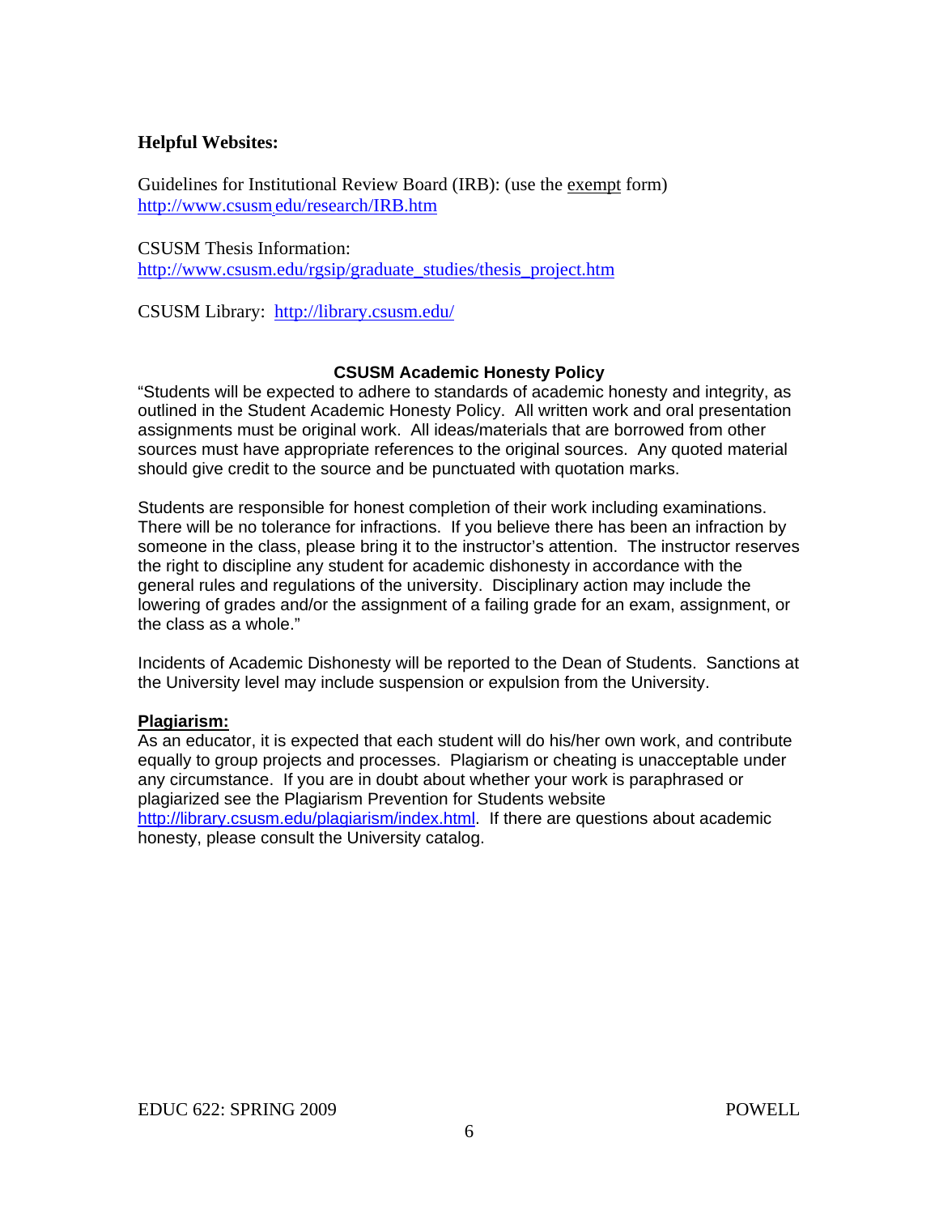**Helpful Websites:**

Guidelines for Institutional Review Board (IRB): (use the exempt form)
http://www.csusm.edu/research/IRB.htm

CSUSM Thesis Information:
http://www.csusm.edu/rgsip/graduate_studies/thesis_project.htm

CSUSM Library: http://library.csusm.edu/

### CSUSM Academic Honesty Policy

"Students will be expected to adhere to standards of academic honesty and integrity, as outlined in the Student Academic Honesty Policy. All written work and oral presentation assignments must be original work. All ideas/materials that are borrowed from other sources must have appropriate references to the original sources. Any quoted material should give credit to the source and be punctuated with quotation marks.

Students are responsible for honest completion of their work including examinations. There will be no tolerance for infractions. If you believe there has been an infraction by someone in the class, please bring it to the instructor's attention. The instructor reserves the right to discipline any student for academic dishonesty in accordance with the general rules and regulations of the university. Disciplinary action may include the lowering of grades and/or the assignment of a failing grade for an exam, assignment, or the class as a whole."

Incidents of Academic Dishonesty will be reported to the Dean of Students. Sanctions at the University level may include suspension or expulsion from the University.

**Plagiarism:**

As an educator, it is expected that each student will do his/her own work, and contribute equally to group projects and processes. Plagiarism or cheating is unacceptable under any circumstance. If you are in doubt about whether your work is paraphrased or plagiarized see the Plagiarism Prevention for Students website http://library.csusm.edu/plagiarism/index.html. If there are questions about academic honesty, please consult the University catalog.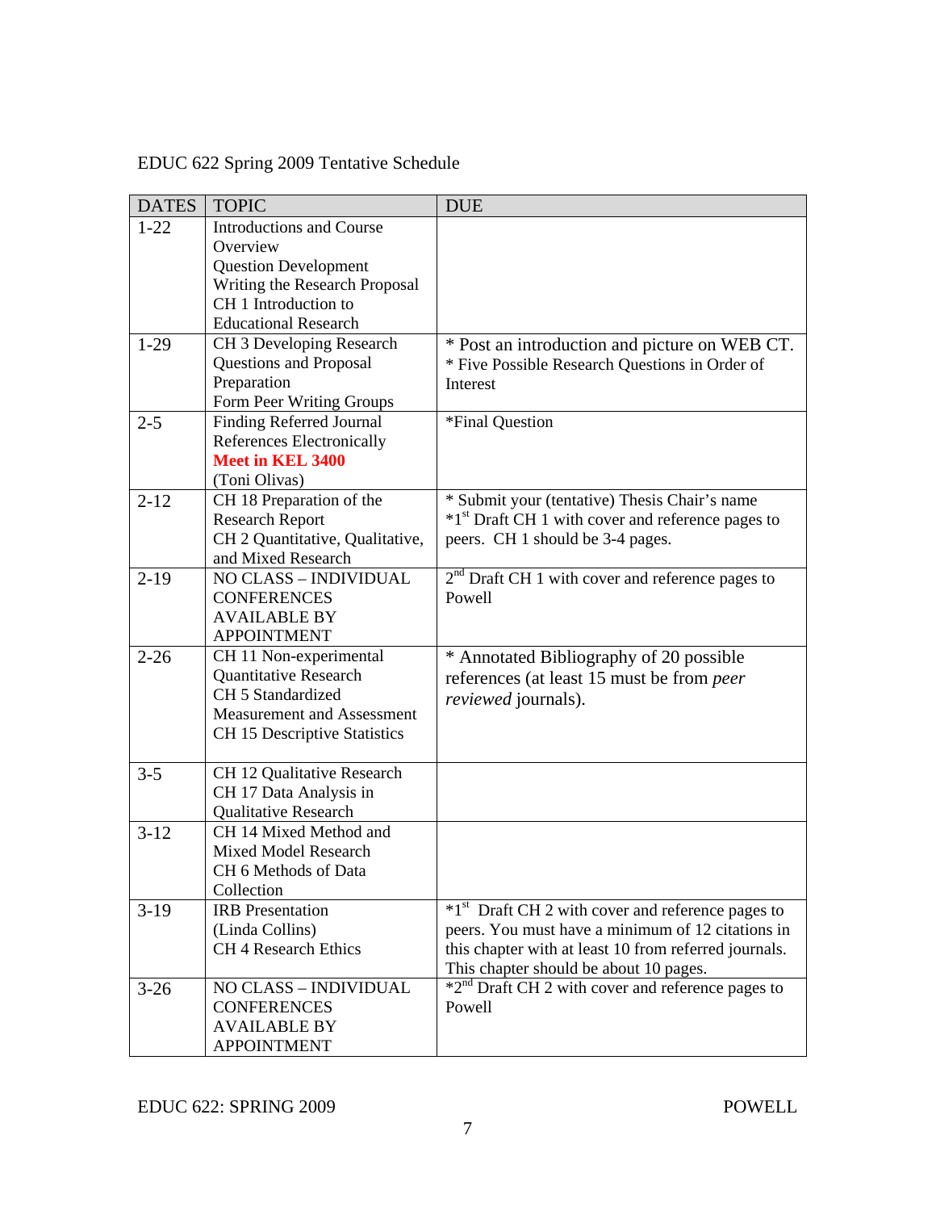EDUC 622 Spring 2009 Tentative Schedule

| DATES | TOPIC | DUE |
|---|---|---|
| 1-22 | Introductions and Course Overview<br>Question Development<br>Writing the Research Proposal<br>CH 1 Introduction to Educational Research | |
| 1-29 | CH 3 Developing Research Questions and Proposal Preparation<br>Form Peer Writing Groups | * Post an introduction and picture on WEB CT.<br>* Five Possible Research Questions in Order of Interest |
| 2-5 | Finding Referred Journal References Electronically<br>**Meet in KEL 3400**<br>(Toni Olivas) | *Final Question |
| 2-12 | CH 18 Preparation of the Research Report<br>CH 2 Quantitative, Qualitative, and Mixed Research | * Submit your (tentative) Thesis Chair's name<br>*1st Draft CH 1 with cover and reference pages to peers. CH 1 should be 3-4 pages. |
| 2-19 | NO CLASS – INDIVIDUAL CONFERENCES AVAILABLE BY APPOINTMENT | 2nd Draft CH 1 with cover and reference pages to Powell |
| 2-26 | CH 11 Non-experimental Quantitative Research<br>CH 5 Standardized Measurement and Assessment<br>CH 15 Descriptive Statistics | * Annotated Bibliography of 20 possible references (at least 15 must be from *peer reviewed* journals). |
| 3-5 | CH 12 Qualitative Research<br>CH 17 Data Analysis in Qualitative Research | |
| 3-12 | CH 14 Mixed Method and Mixed Model Research<br>CH 6 Methods of Data Collection | |
| 3-19 | IRB Presentation<br>(Linda Collins)<br>CH 4 Research Ethics | *1st Draft CH 2 with cover and reference pages to peers. You must have a minimum of 12 citations in this chapter with at least 10 from referred journals. This chapter should be about 10 pages. |
| 3-26 | NO CLASS – INDIVIDUAL CONFERENCES AVAILABLE BY APPOINTMENT | *2nd Draft CH 2 with cover and reference pages to Powell |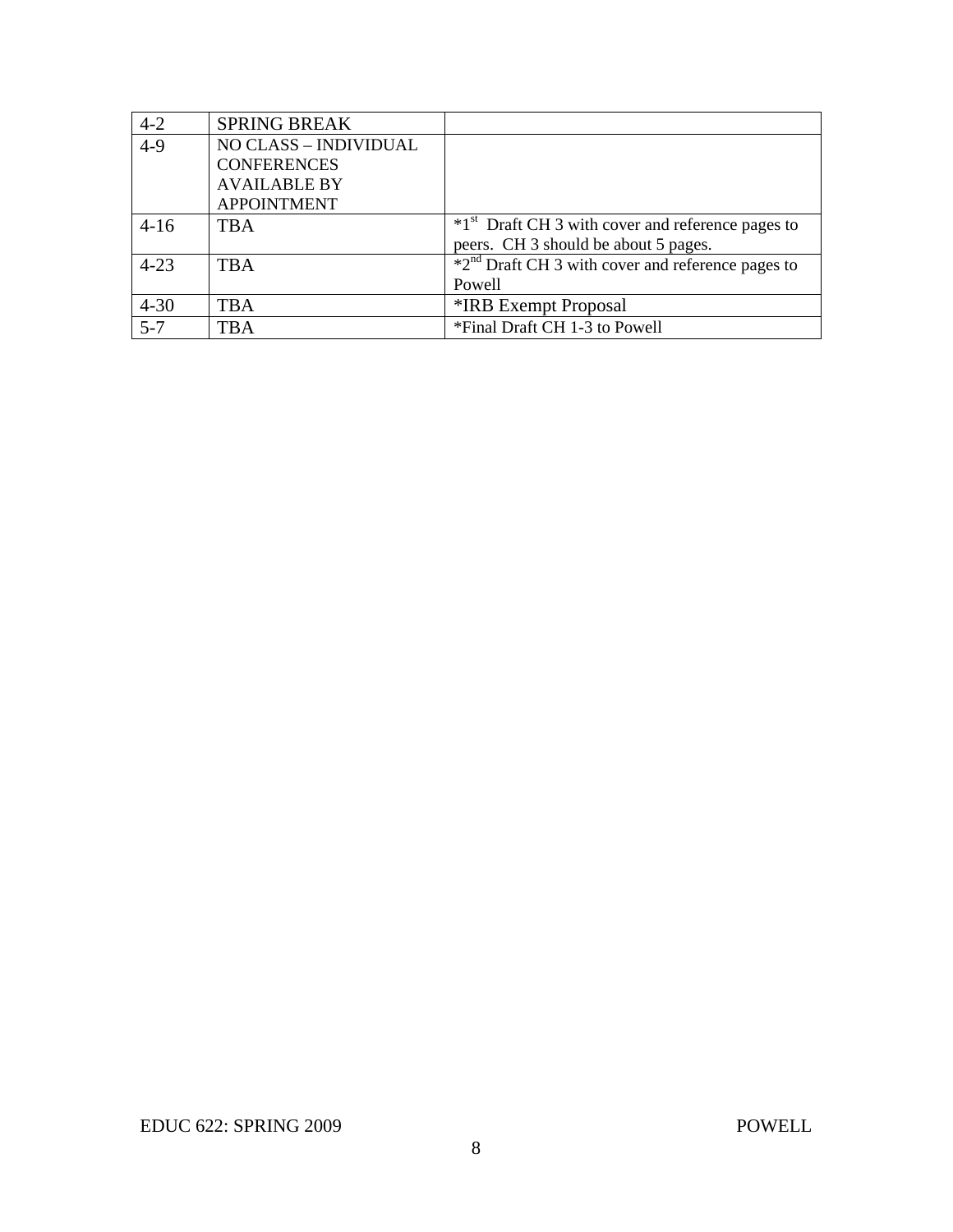| | | |
|---|---|---|
| 4-2 | SPRING BREAK | |
| 4-9 | NO CLASS – INDIVIDUAL CONFERENCES AVAILABLE BY APPOINTMENT | |
| 4-16 | TBA | *1st Draft CH 3 with cover and reference pages to peers. CH 3 should be about 5 pages. |
| 4-23 | TBA | *2nd Draft CH 3 with cover and reference pages to Powell |
| 4-30 | TBA | *IRB Exempt Proposal |
| 5-7 | TBA | *Final Draft CH 1-3 to Powell |